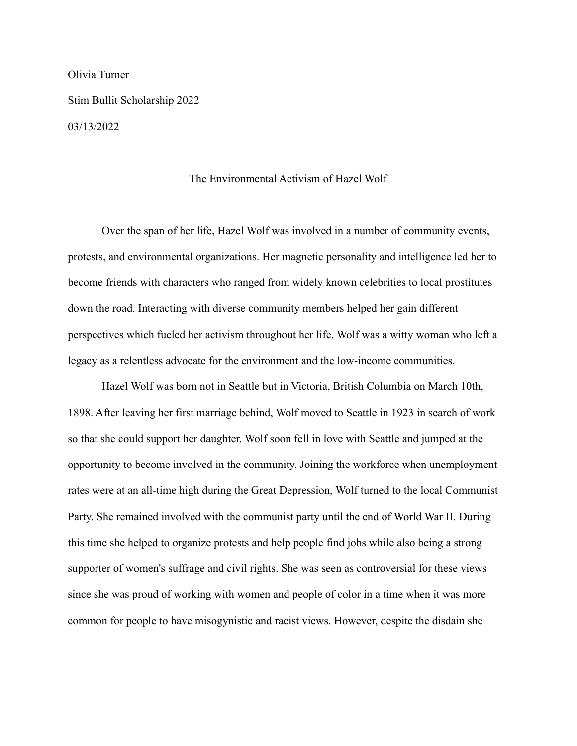Olivia Turner

Stim Bullit Scholarship 2022

03/13/2022

# The Environmental Activism of Hazel Wolf

Over the span of her life, Hazel Wolf was involved in a number of community events, protests, and environmental organizations. Her magnetic personality and intelligence led her to become friends with characters who ranged from widely known celebrities to local prostitutes down the road. Interacting with diverse community members helped her gain different perspectives which fueled her activism throughout her life. Wolf was a witty woman who left a legacy as a relentless advocate for the environment and the low-income communities.

Hazel Wolf was born not in Seattle but in Victoria, British Columbia on March 10th, 1898. After leaving her first marriage behind, Wolf moved to Seattle in 1923 in search of work so that she could support her daughter. Wolf soon fell in love with Seattle and jumped at the opportunity to become involved in the community. Joining the workforce when unemployment rates were at an all-time high during the Great Depression, Wolf turned to the local Communist Party. She remained involved with the communist party until the end of World War II. During this time she helped to organize protests and help people find jobs while also being a strong supporter of women's suffrage and civil rights. She was seen as controversial for these views since she was proud of working with women and people of color in a time when it was more common for people to have misogynistic and racist views. However, despite the disdain she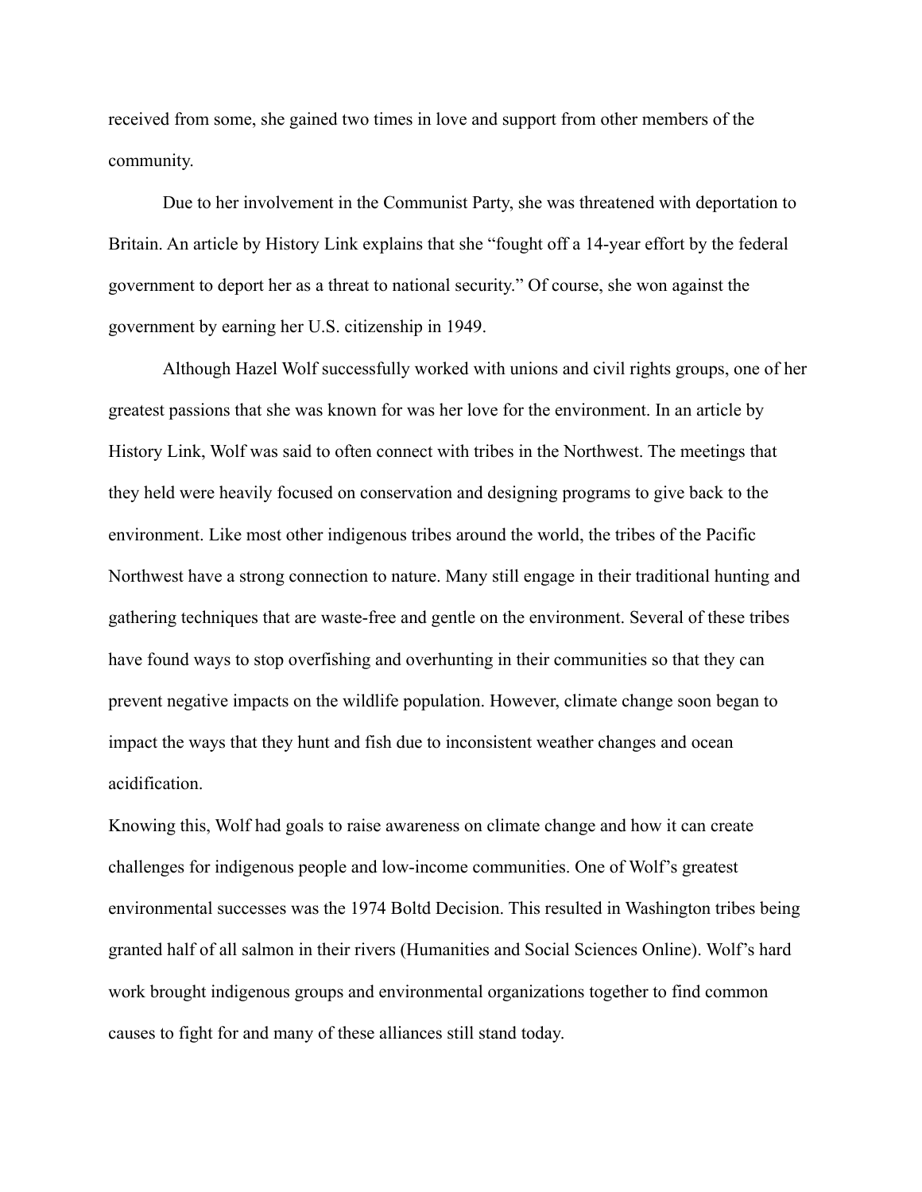received from some, she gained two times in love and support from other members of the community.

Due to her involvement in the Communist Party, she was threatened with deportation to Britain. An article by History Link explains that she "fought off a 14-year effort by the federal government to deport her as a threat to national security." Of course, she won against the government by earning her U.S. citizenship in 1949.

Although Hazel Wolf successfully worked with unions and civil rights groups, one of her greatest passions that she was known for was her love for the environment. In an article by History Link, Wolf was said to often connect with tribes in the Northwest. The meetings that they held were heavily focused on conservation and designing programs to give back to the environment. Like most other indigenous tribes around the world, the tribes of the Pacific Northwest have a strong connection to nature. Many still engage in their traditional hunting and gathering techniques that are waste-free and gentle on the environment. Several of these tribes have found ways to stop overfishing and overhunting in their communities so that they can prevent negative impacts on the wildlife population. However, climate change soon began to impact the ways that they hunt and fish due to inconsistent weather changes and ocean acidification.

Knowing this, Wolf had goals to raise awareness on climate change and how it can create challenges for indigenous people and low-income communities. One of Wolf's greatest environmental successes was the 1974 Boltd Decision. This resulted in Washington tribes being granted half of all salmon in their rivers (Humanities and Social Sciences Online). Wolf's hard work brought indigenous groups and environmental organizations together to find common causes to fight for and many of these alliances still stand today.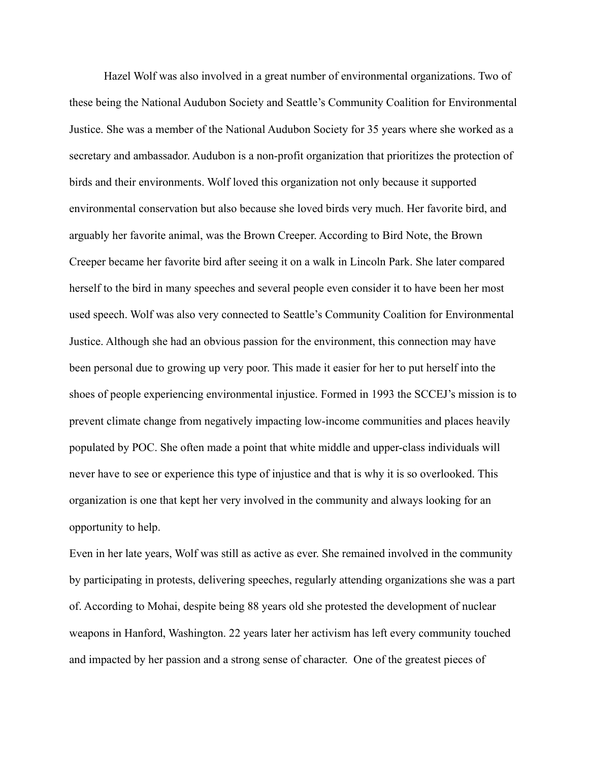Hazel Wolf was also involved in a great number of environmental organizations. Two of these being the National Audubon Society and Seattle's Community Coalition for Environmental Justice. She was a member of the National Audubon Society for 35 years where she worked as a secretary and ambassador. Audubon is a non-profit organization that prioritizes the protection of birds and their environments. Wolf loved this organization not only because it supported environmental conservation but also because she loved birds very much. Her favorite bird, and arguably her favorite animal, was the Brown Creeper. According to Bird Note, the Brown Creeper became her favorite bird after seeing it on a walk in Lincoln Park. She later compared herself to the bird in many speeches and several people even consider it to have been her most used speech. Wolf was also very connected to Seattle's Community Coalition for Environmental Justice. Although she had an obvious passion for the environment, this connection may have been personal due to growing up very poor. This made it easier for her to put herself into the shoes of people experiencing environmental injustice. Formed in 1993 the SCCEJ's mission is to prevent climate change from negatively impacting low-income communities and places heavily populated by POC. She often made a point that white middle and upper-class individuals will never have to see or experience this type of injustice and that is why it is so overlooked. This organization is one that kept her very involved in the community and always looking for an opportunity to help.

Even in her late years, Wolf was still as active as ever. She remained involved in the community by participating in protests, delivering speeches, regularly attending organizations she was a part of. According to Mohai, despite being 88 years old she protested the development of nuclear weapons in Hanford, Washington. 22 years later her activism has left every community touched and impacted by her passion and a strong sense of character. One of the greatest pieces of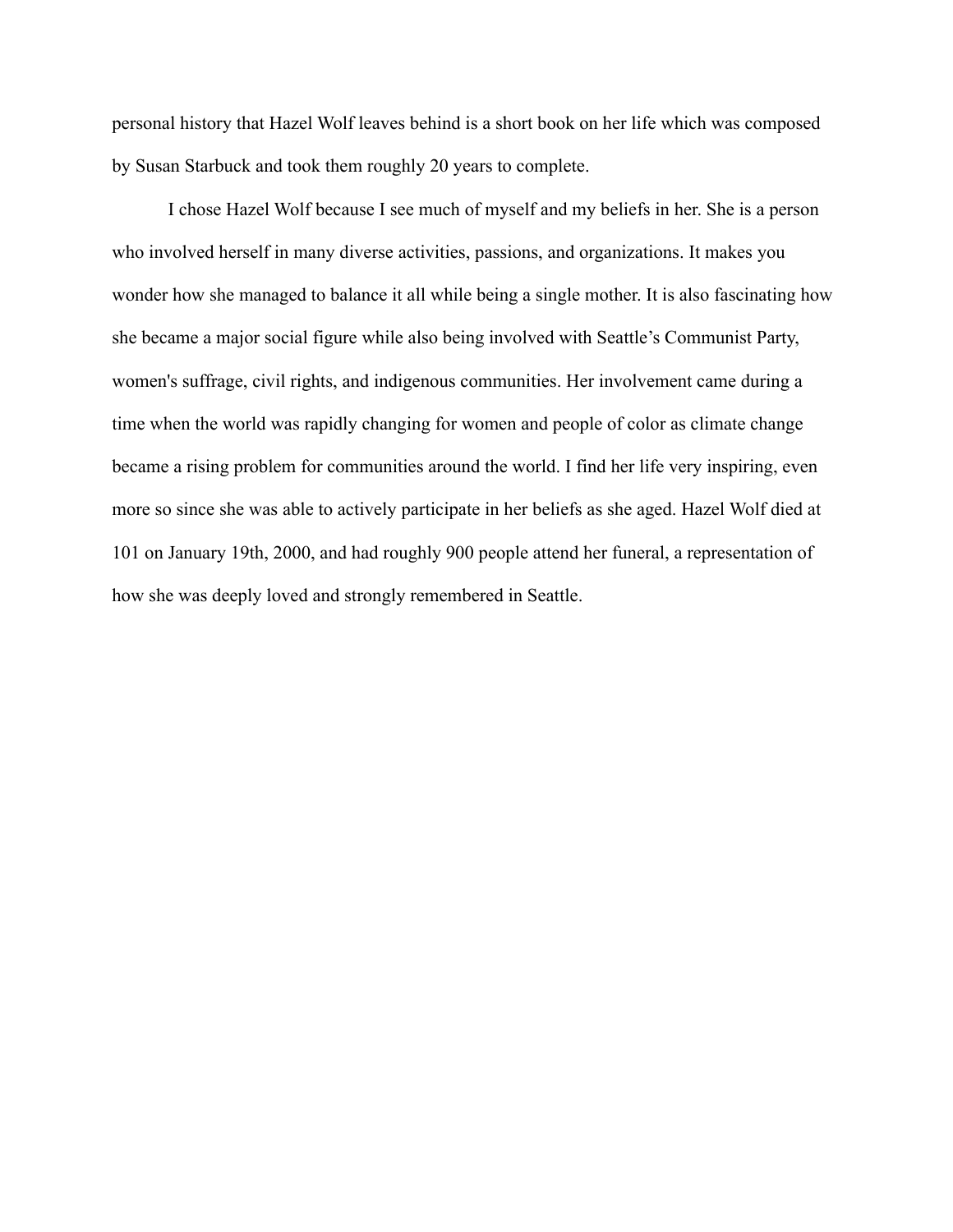personal history that Hazel Wolf leaves behind is a short book on her life which was composed by Susan Starbuck and took them roughly 20 years to complete.

I chose Hazel Wolf because I see much of myself and my beliefs in her. She is a person who involved herself in many diverse activities, passions, and organizations. It makes you wonder how she managed to balance it all while being a single mother. It is also fascinating how she became a major social figure while also being involved with Seattle's Communist Party, women's suffrage, civil rights, and indigenous communities. Her involvement came during a time when the world was rapidly changing for women and people of color as climate change became a rising problem for communities around the world. I find her life very inspiring, even more so since she was able to actively participate in her beliefs as she aged. Hazel Wolf died at 101 on January 19th, 2000, and had roughly 900 people attend her funeral, a representation of how she was deeply loved and strongly remembered in Seattle.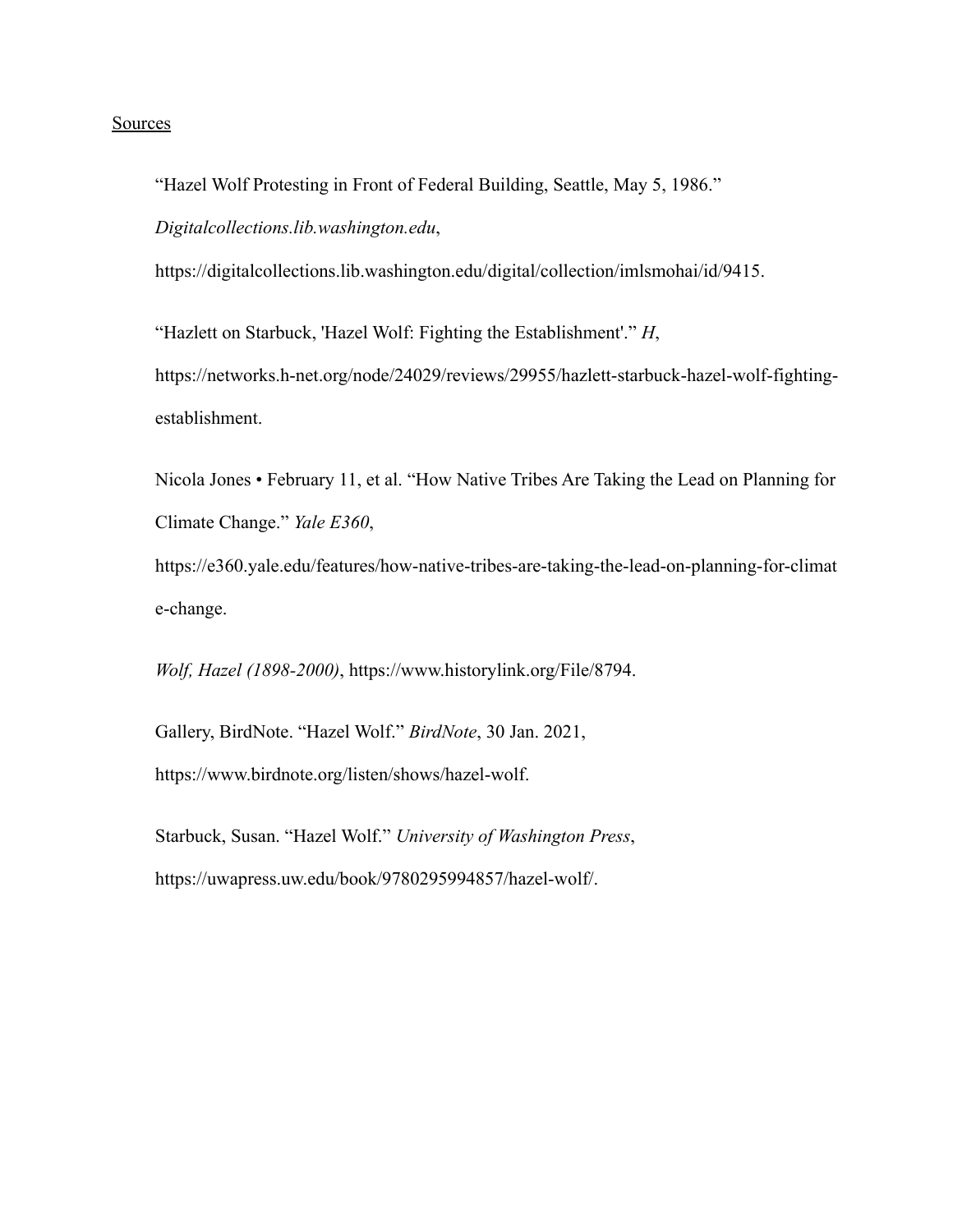Sources

"Hazel Wolf Protesting in Front of Federal Building, Seattle, May 5, 1986." *Digitalcollections.lib.washington.edu*, https://digitalcollections.lib.washington.edu/digital/collection/imlsmohai/id/9415.

"Hazlett on Starbuck, 'Hazel Wolf: Fighting the Establishment'." *H*, https://networks.h-net.org/node/24029/reviews/29955/hazlett-starbuck-hazel-wolf-fighting-establishment.

Nicola Jones • February 11, et al. "How Native Tribes Are Taking the Lead on Planning for Climate Change." *Yale E360*, https://e360.yale.edu/features/how-native-tribes-are-taking-the-lead-on-planning-for-climate-change.

*Wolf, Hazel (1898-2000)*, https://www.historylink.org/File/8794.

Gallery, BirdNote. "Hazel Wolf." *BirdNote*, 30 Jan. 2021, https://www.birdnote.org/listen/shows/hazel-wolf.

Starbuck, Susan. "Hazel Wolf." *University of Washington Press*, https://uwapress.uw.edu/book/9780295994857/hazel-wolf/.